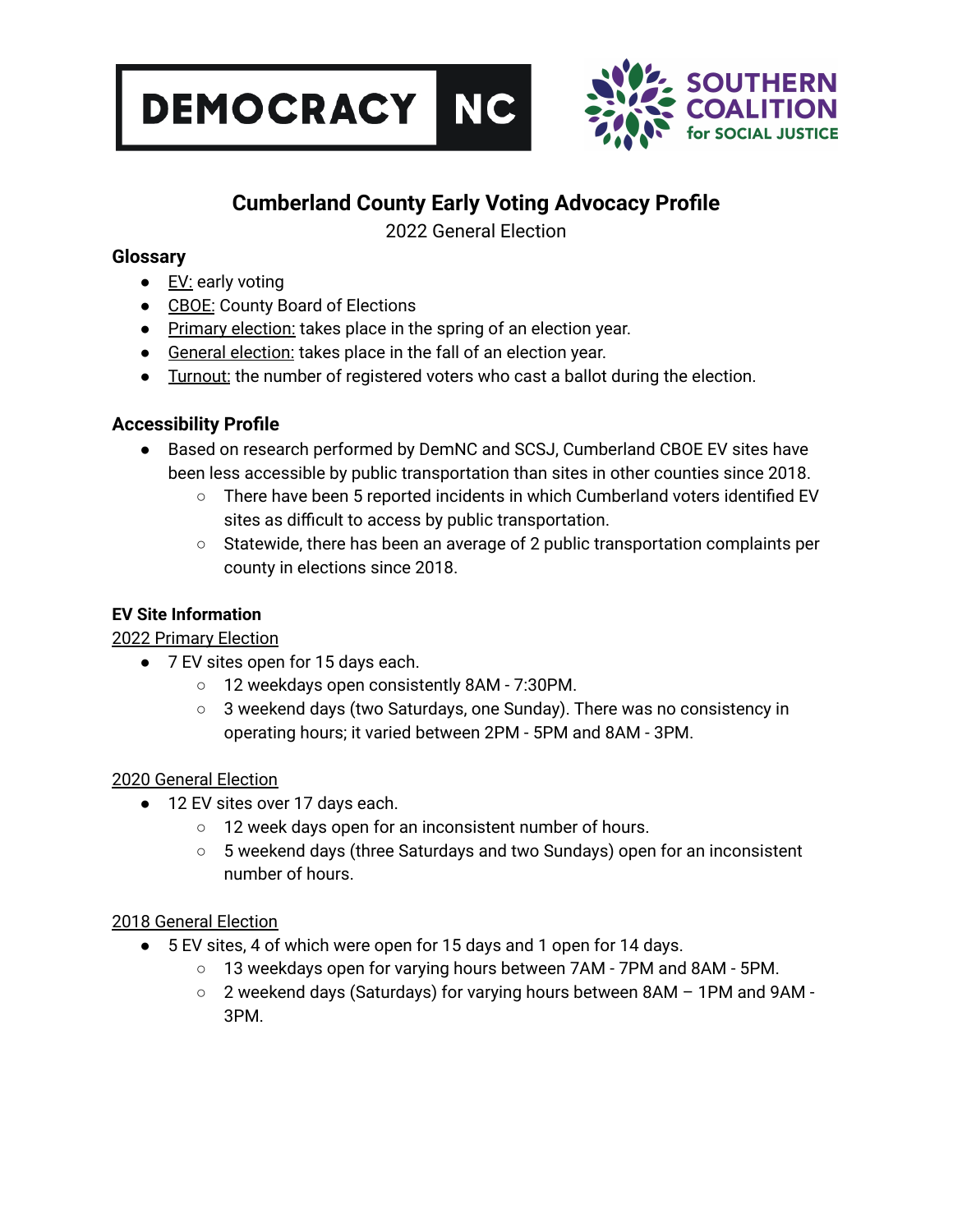DEMOCRACY NC

SOUTHERN COALITION for SOCIAL JUSTICE

# Cumberland County Early Voting Advocacy Profile

2022 General Election

## Glossary

- EV: early voting
- CBOE: County Board of Elections
- Primary election: takes place in the spring of an election year.
- General election: takes place in the fall of an election year.
- Turnout: the number of registered voters who cast a ballot during the election.

## Accessibility Profile

- Based on research performed by DemNC and SCSJ, Cumberland CBOE EV sites have been less accessible by public transportation than sites in other counties since 2018.
  - There have been 5 reported incidents in which Cumberland voters identified EV sites as difficult to access by public transportation.
  - Statewide, there has been an average of 2 public transportation complaints per county in elections since 2018.

## EV Site Information

### 2022 Primary Election

- 7 EV sites open for 15 days each.
  - 12 weekdays open consistently 8AM - 7:30PM.
  - 3 weekend days (two Saturdays, one Sunday). There was no consistency in operating hours; it varied between 2PM - 5PM and 8AM - 3PM.

### 2020 General Election

- 12 EV sites over 17 days each.
  - 12 week days open for an inconsistent number of hours.
  - 5 weekend days (three Saturdays and two Sundays) open for an inconsistent number of hours.

### 2018 General Election

- 5 EV sites, 4 of which were open for 15 days and 1 open for 14 days.
  - 13 weekdays open for varying hours between 7AM - 7PM and 8AM - 5PM.
  - 2 weekend days (Saturdays) for varying hours between 8AM – 1PM and 9AM - 3PM.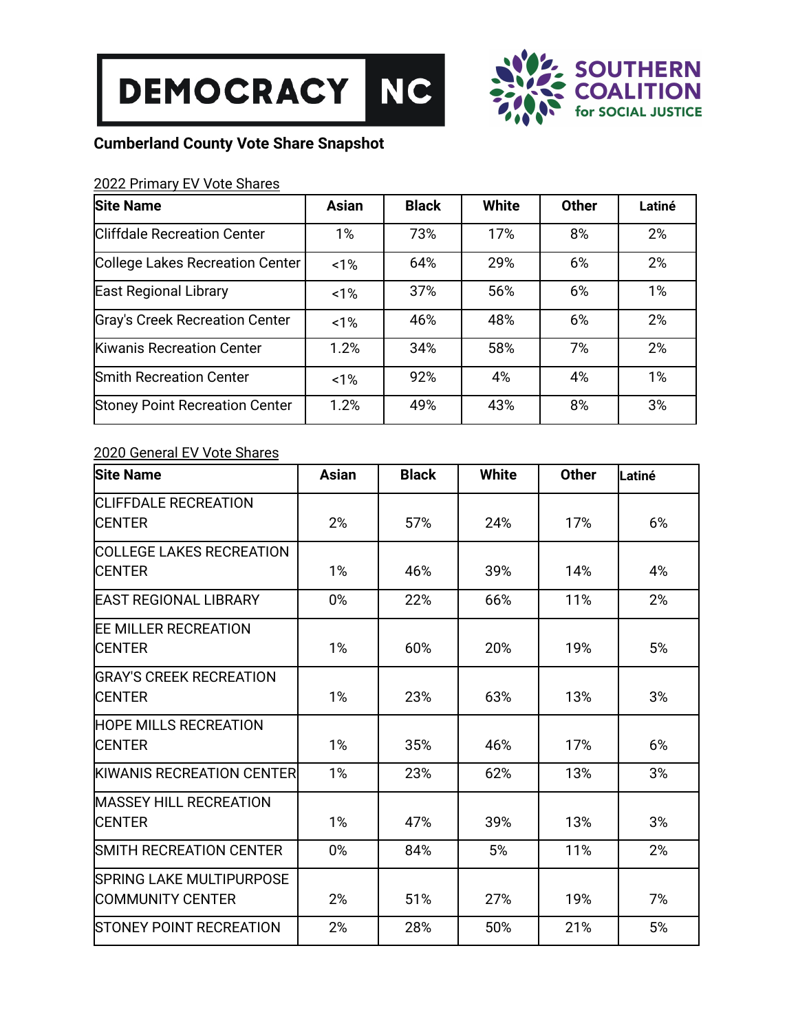DEMOCRACY NC

SOUTHERN COALITION for SOCIAL JUSTICE

**Cumberland County Vote Share Snapshot**

2022 Primary EV Vote Shares

| Site Name | Asian | Black | White | Other | Latiné |
|---|---|---|---|---|---|
| Cliffdale Recreation Center | 1% | 73% | 17% | 8% | 2% |
| College Lakes Recreation Center | <1% | 64% | 29% | 6% | 2% |
| East Regional Library | <1% | 37% | 56% | 6% | 1% |
| Gray's Creek Recreation Center | <1% | 46% | 48% | 6% | 2% |
| Kiwanis Recreation Center | 1.2% | 34% | 58% | 7% | 2% |
| Smith Recreation Center | <1% | 92% | 4% | 4% | 1% |
| Stoney Point Recreation Center | 1.2% | 49% | 43% | 8% | 3% |

2020 General EV Vote Shares

| Site Name | Asian | Black | White | Other | Latiné |
|---|---|---|---|---|---|
| CLIFFDALE RECREATION CENTER | 2% | 57% | 24% | 17% | 6% |
| COLLEGE LAKES RECREATION CENTER | 1% | 46% | 39% | 14% | 4% |
| EAST REGIONAL LIBRARY | 0% | 22% | 66% | 11% | 2% |
| EE MILLER RECREATION CENTER | 1% | 60% | 20% | 19% | 5% |
| GRAY'S CREEK RECREATION CENTER | 1% | 23% | 63% | 13% | 3% |
| HOPE MILLS RECREATION CENTER | 1% | 35% | 46% | 17% | 6% |
| KIWANIS RECREATION CENTER | 1% | 23% | 62% | 13% | 3% |
| MASSEY HILL RECREATION CENTER | 1% | 47% | 39% | 13% | 3% |
| SMITH RECREATION CENTER | 0% | 84% | 5% | 11% | 2% |
| SPRING LAKE MULTIPURPOSE COMMUNITY CENTER | 2% | 51% | 27% | 19% | 7% |
| STONEY POINT RECREATION | 2% | 28% | 50% | 21% | 5% |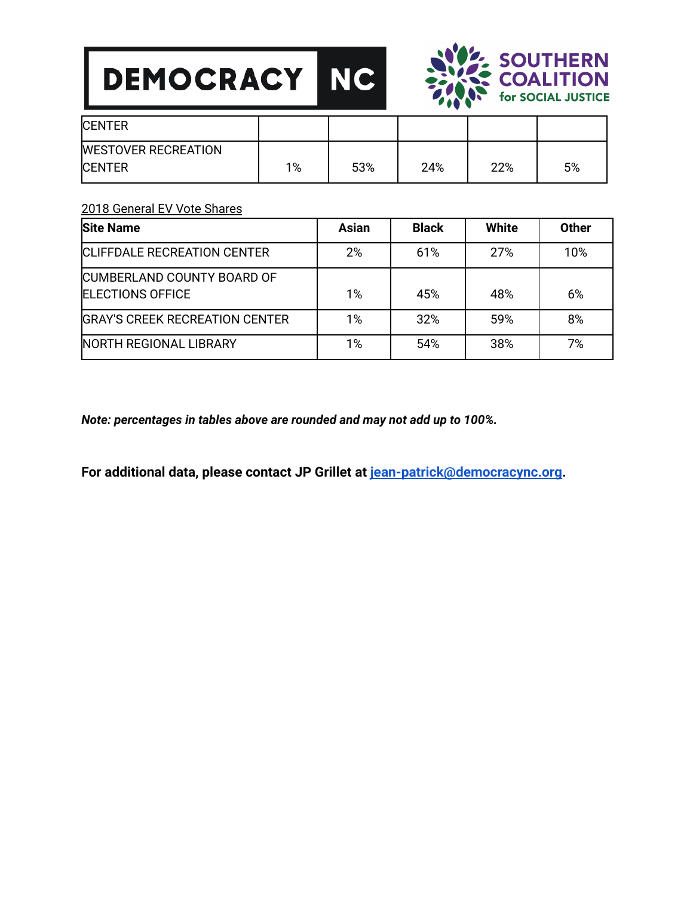| | | | | | |
|---|---|---|---|---|---|
| CENTER | | | | | |
| WESTOVER RECREATION CENTER | 1% | 53% | 24% | 22% | 5% |

2018 General EV Vote Shares

| Site Name | Asian | Black | White | Other |
|---|---|---|---|---|
| CLIFFDALE RECREATION CENTER | 2% | 61% | 27% | 10% |
| CUMBERLAND COUNTY BOARD OF ELECTIONS OFFICE | 1% | 45% | 48% | 6% |
| GRAY'S CREEK RECREATION CENTER | 1% | 32% | 59% | 8% |
| NORTH REGIONAL LIBRARY | 1% | 54% | 38% | 7% |

***Note: percentages in tables above are rounded and may not add up to 100%.***

**For additional data, please contact JP Grillet at jean-patrick@democracync.org.**